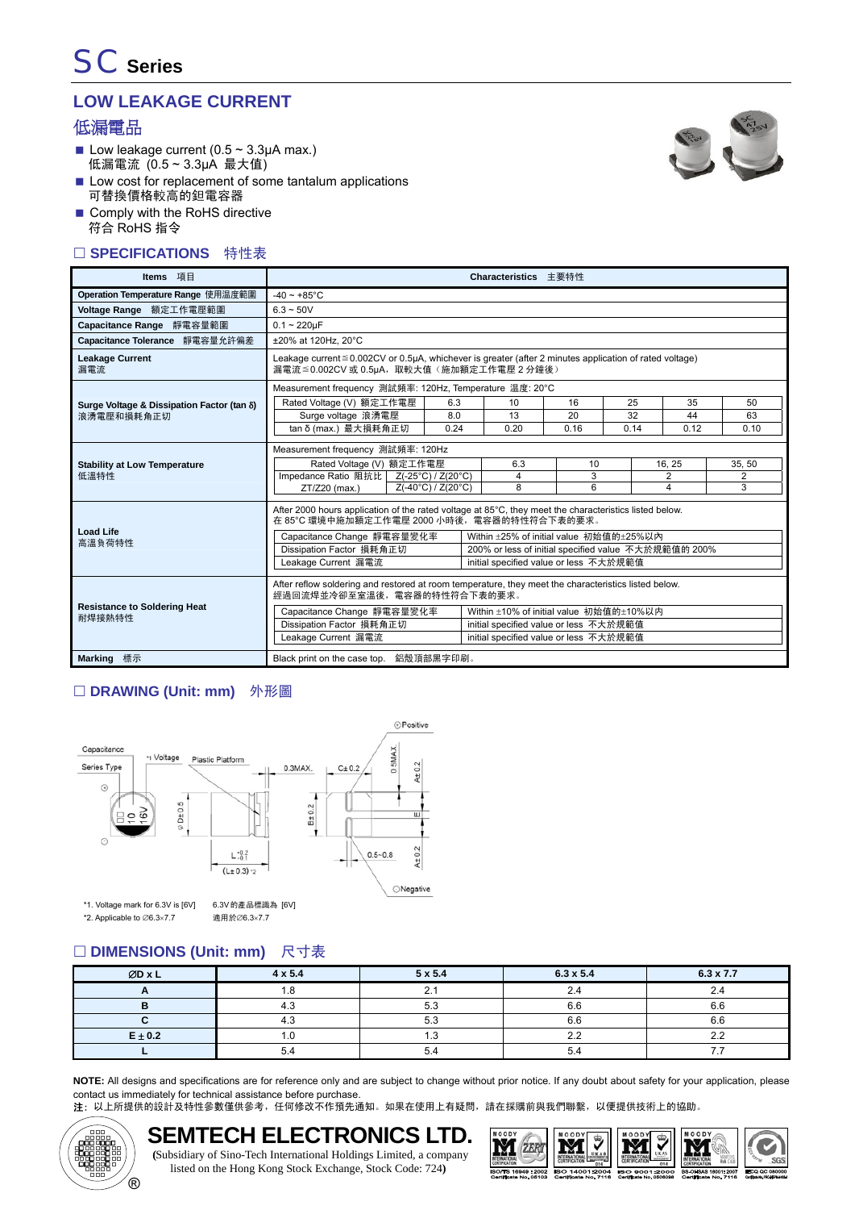# SC Series

## LOW LEAKAGE CURRENT

## 低漏電品

- Low leakage current (0.5 ~ 3.3μA max.)
  低漏電流 (0.5 ~ 3.3μA 最大值)
- Low cost for replacement of some tantalum applications
  可替換價格較高的鉭電容器
- Comply with the RoHS directive
  符合 RoHS 指令

### □ SPECIFICATIONS 特性表

| Items 項目 | Characteristics 主要特性 |
|---|---|
| Operation Temperature Range 使用溫度範圍 | -40 ~ +85°C |
| Voltage Range 額定工作電壓範圍 | 6.3 ~ 50V |
| Capacitance Range 靜電容量範圍 | 0.1 ~ 220μF |
| Capacitance Tolerance 靜電容量允許偏差 | ±20% at 120Hz, 20°C |
| Leakage Current 漏電流 | Leakage current≦0.002CV or 0.5μA, whichever is greater (after 2 minutes application of rated voltage) 漏電流≦0.002CV 或 0.5μA，取較大值（施加額定工作電壓 2 分鐘後） |
| Marking 標示 | Black print on the case top. 鋁殼頂部黑字印刷。 |

**Surge Voltage & Dissipation Factor (tan δ) 浪湧電壓和損耗角正切**

Measurement frequency 測試頻率: 120Hz, Temperature 溫度: 20°C

| Rated Voltage (V) 額定工作電壓 | 6.3 | 10 | 16 | 25 | 35 | 50 |
|---|---|---|---|---|---|---|
| Surge voltage 浪湧電壓 | 8.0 | 13 | 20 | 32 | 44 | 63 |
| tan δ (max.) 最大損耗角正切 | 0.24 | 0.20 | 0.16 | 0.14 | 0.12 | 0.10 |

**Stability at Low Temperature 低溫特性**

Measurement frequency 測試頻率: 120Hz

| Rated Voltage (V) 額定工作電壓 | | 6.3 | 10 | 16, 25 | 35, 50 |
|---|---|---|---|---|---|
| Impedance Ratio 阻抗比 ZT/Z20 (max.) | Z(-25°C) / Z(20°C) | 4 | 3 | 2 | 2 |
| | Z(-40°C) / Z(20°C) | 8 | 6 | 4 | 3 |

**Load Life 高溫負荷特性**

After 2000 hours application of the rated voltage at 85°C, they meet the characteristics listed below.
在 85°C 環境中施加額定工作電壓 2000 小時後，電容器的特性符合下表的要求。

| Capacitance Change 靜電容量變化率 | Within ±25% of initial value 初始值的±25%以內 |
|---|---|
| Dissipation Factor 損耗角正切 | 200% or less of initial specified value 不大於規範值的 200% |
| Leakage Current 漏電流 | initial specified value or less 不大於規範值 |

**Resistance to Soldering Heat 耐焊接熱特性**

After reflow soldering and restored at room temperature, they meet the characteristics listed below.
經過回流焊並冷卻至室溫後，電容器的特性符合下表的要求。

| Capacitance Change 靜電容量變化率 | Within ±10% of initial value 初始值的±10%以內 |
|---|---|
| Dissipation Factor 損耗角正切 | initial specified value or less 不大於規範值 |
| Leakage Current 漏電流 | initial specified value or less 不大於規範值 |

### □ DRAWING (Unit: mm) 外形圖

Capacitance, Series Type, *1 Voltage, Plastic Platform, 0.3MAX., C±0.2, 0.5MAX, A±0.2, B±0.2, E, φD±0.5, L $^{+0.2}_{-0.1}$ (L±0.3)*2, 0.5~0.8, ⊕Positive, ⊖Negative

*1. Voltage mark for 6.3V is [6V] 6.3V 的產品標識為 [6V]
*2. Applicable to ∅6.3×7.7 適用於∅6.3×7.7

### □ DIMENSIONS (Unit: mm) 尺寸表

| ∅D x L | 4 x 5.4 | 5 x 5.4 | 6.3 x 5.4 | 6.3 x 7.7 |
|---|---|---|---|---|
| A | 1.8 | 2.1 | 2.4 | 2.4 |
| B | 4.3 | 5.3 | 6.6 | 6.6 |
| C | 4.3 | 5.3 | 6.6 | 6.6 |
| E ± 0.2 | 1.0 | 1.3 | 2.2 | 2.2 |
| L | 5.4 | 5.4 | 5.4 | 7.7 |

**NOTE:** All designs and specifications are for reference only and are subject to change without prior notice. If any doubt about safety for your application, please contact us immediately for technical assistance before purchase.
**注**：以上所提供的設計及特性參數僅供參考，任何修改不作預先通知。如果在使用上有疑問，請在採購前與我們聯繫，以便提供技術上的協助。

**SEMTECH ELECTRONICS LTD.**
(Subsidiary of Sino-Tech International Holdings Limited, a company listed on the Hong Kong Stock Exchange, Stock Code: 724)

ISO/TS 16949 : 2002 Certificate No. 05103 | ISO 14001 : 2004 Certificate No. 7116 | ISO 9001 : 2000 Certificate No. 0506098 | BS-OHSAS 18001 : 2007 Certificate No. 7116 | IECQ QC 080000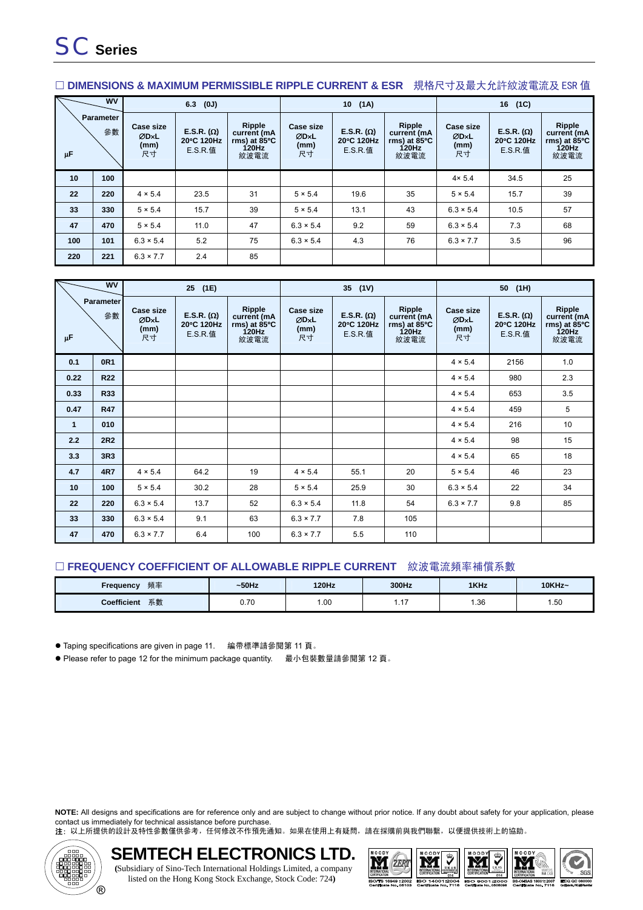# SC Series

## □ DIMENSIONS & MAXIMUM PERMISSIBLE RIPPLE CURRENT & ESR 規格尺寸及最大允許紋波電流及 ESR 值

| WV / Parameter 參數 / μF | | 6.3 (0J) | | | 10 (1A) | | | 16 (1C) | | |
|---|---|---|---|---|---|---|---|---|---|---|
| | | Case size ØDxL (mm) 尺寸 | E.S.R. (Ω) 20°C 120Hz E.S.R.值 | Ripple current (mA rms) at 85°C 120Hz 紋波電流 | Case size ØDxL (mm) 尺寸 | E.S.R. (Ω) 20°C 120Hz E.S.R.值 | Ripple current (mA rms) at 85°C 120Hz 紋波電流 | Case size ØDxL (mm) 尺寸 | E.S.R. (Ω) 20°C 120Hz E.S.R.值 | Ripple current (mA rms) at 85°C 120Hz 紋波電流 |
| 10 | 100 | | | | | | | 4× 5.4 | 34.5 | 25 |
| 22 | 220 | 4 × 5.4 | 23.5 | 31 | 5 × 5.4 | 19.6 | 35 | 5 × 5.4 | 15.7 | 39 |
| 33 | 330 | 5 × 5.4 | 15.7 | 39 | 5 × 5.4 | 13.1 | 43 | 6.3 × 5.4 | 10.5 | 57 |
| 47 | 470 | 5 × 5.4 | 11.0 | 47 | 6.3 × 5.4 | 9.2 | 59 | 6.3 × 5.4 | 7.3 | 68 |
| 100 | 101 | 6.3 × 5.4 | 5.2 | 75 | 6.3 × 5.4 | 4.3 | 76 | 6.3 × 7.7 | 3.5 | 96 |
| 220 | 221 | 6.3 × 7.7 | 2.4 | 85 | | | | | | |

| WV / Parameter 參數 / μF | | 25 (1E) | | | 35 (1V) | | | 50 (1H) | | |
|---|---|---|---|---|---|---|---|---|---|---|
| | | Case size ØDxL (mm) 尺寸 | E.S.R. (Ω) 20°C 120Hz E.S.R.值 | Ripple current (mA rms) at 85°C 120Hz 紋波電流 | Case size ØDxL (mm) 尺寸 | E.S.R. (Ω) 20°C 120Hz E.S.R.值 | Ripple current (mA rms) at 85°C 120Hz 紋波電流 | Case size ØDxL (mm) 尺寸 | E.S.R. (Ω) 20°C 120Hz E.S.R.值 | Ripple current (mA rms) at 85°C 120Hz 紋波電流 |
| 0.1 | 0R1 | | | | | | | 4 × 5.4 | 2156 | 1.0 |
| 0.22 | R22 | | | | | | | 4 × 5.4 | 980 | 2.3 |
| 0.33 | R33 | | | | | | | 4 × 5.4 | 653 | 3.5 |
| 0.47 | R47 | | | | | | | 4 × 5.4 | 459 | 5 |
| 1 | 010 | | | | | | | 4 × 5.4 | 216 | 10 |
| 2.2 | 2R2 | | | | | | | 4 × 5.4 | 98 | 15 |
| 3.3 | 3R3 | | | | | | | 4 × 5.4 | 65 | 18 |
| 4.7 | 4R7 | 4 × 5.4 | 64.2 | 19 | 4 × 5.4 | 55.1 | 20 | 5 × 5.4 | 46 | 23 |
| 10 | 100 | 5 × 5.4 | 30.2 | 28 | 5 × 5.4 | 25.9 | 30 | 6.3 × 5.4 | 22 | 34 |
| 22 | 220 | 6.3 × 5.4 | 13.7 | 52 | 6.3 × 5.4 | 11.8 | 54 | 6.3 × 7.7 | 9.8 | 85 |
| 33 | 330 | 6.3 × 5.4 | 9.1 | 63 | 6.3 × 7.7 | 7.8 | 105 | | | |
| 47 | 470 | 6.3 × 7.7 | 6.4 | 100 | 6.3 × 7.7 | 5.5 | 110 | | | |

## □ FREQUENCY COEFFICIENT OF ALLOWABLE RIPPLE CURRENT 紋波電流頻率補償系數

| Frequency 頻率 | ~50Hz | 120Hz | 300Hz | 1KHz | 10KHz~ |
|---|---|---|---|---|---|
| Coefficient 系數 | 0.70 | 1.00 | 1.17 | 1.36 | 1.50 |

- Taping specifications are given in page 11. 編帶標準請參閱第 11 頁。
- Please refer to page 12 for the minimum package quantity. 最小包裝數量請參閱第 12 頁。

**NOTE:** All designs and specifications are for reference only and are subject to change without prior notice. If any doubt about safety for your application, please contact us immediately for technical assistance before purchase.
**注**：以上所提供的設計及特性參數僅供參考，任何修改不作預先通知。如果在使用上有疑問，請在採購前與我們聯繫，以便提供技術上的協助。

**SEMTECH ELECTRONICS LTD.**
(Subsidiary of Sino-Tech International Holdings Limited, a company listed on the Hong Kong Stock Exchange, Stock Code: 724)

ISO/TS 16949 : 2002 Certificate No. 05103 | ISO 14001 : 2004 Certificate No. 7116 | ISO 9001 : 2000 Certificate No. 050698 | BS-OHSAS 18001 : 2007 Certificate No. 7116 | IECQ QC 080000